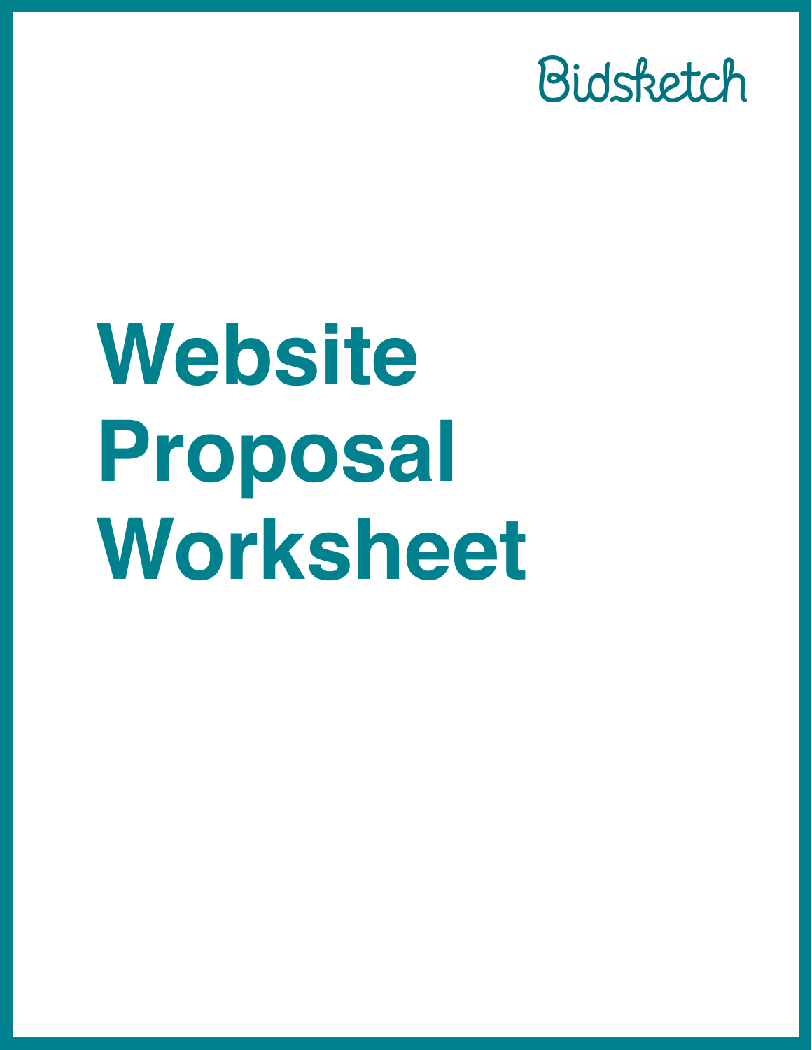Bidsketch

# Website Proposal Worksheet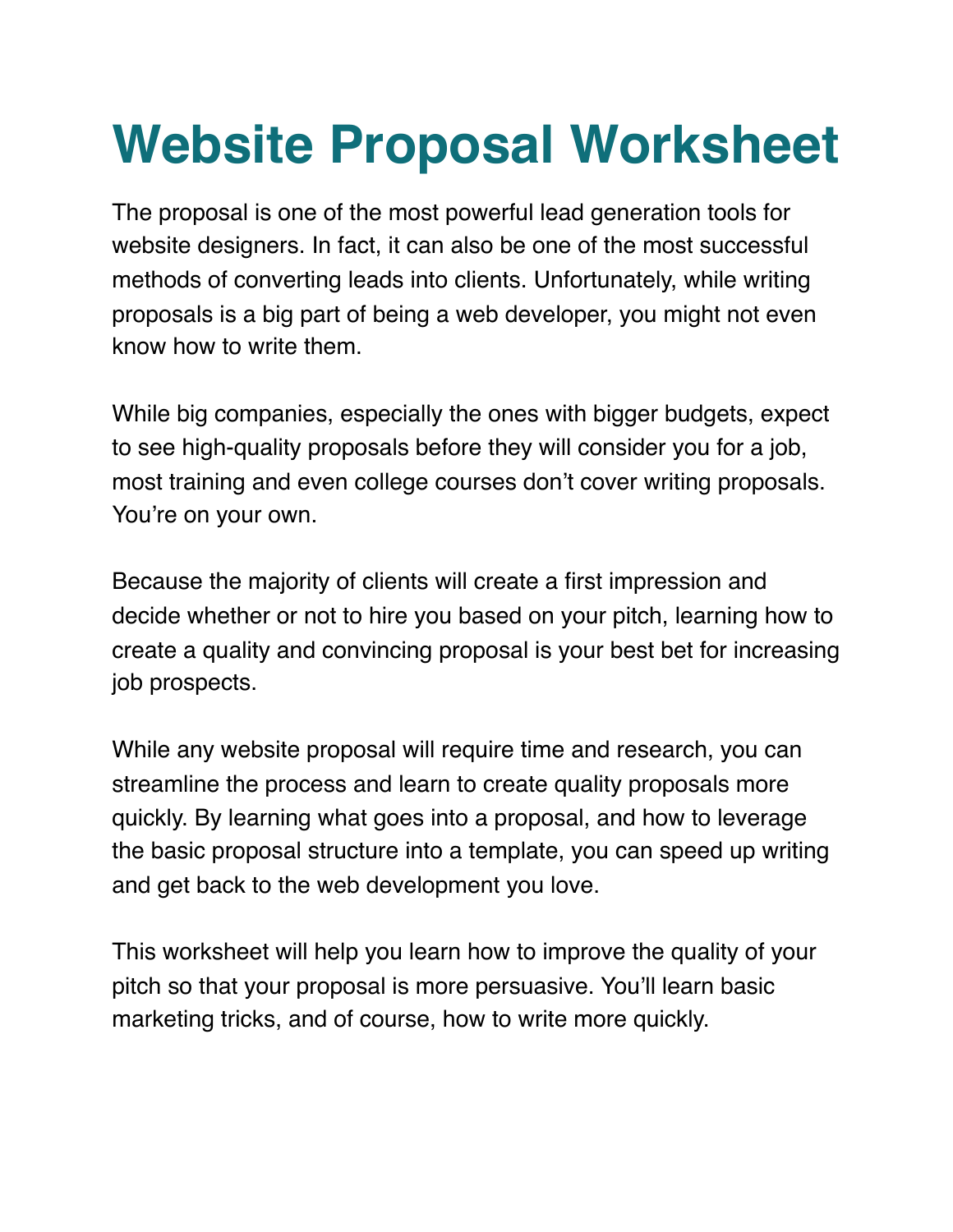# Website Proposal Worksheet

The proposal is one of the most powerful lead generation tools for website designers. In fact, it can also be one of the most successful methods of converting leads into clients. Unfortunately, while writing proposals is a big part of being a web developer, you might not even know how to write them.

While big companies, especially the ones with bigger budgets, expect to see high-quality proposals before they will consider you for a job, most training and even college courses don't cover writing proposals. You're on your own.

Because the majority of clients will create a first impression and decide whether or not to hire you based on your pitch, learning how to create a quality and convincing proposal is your best bet for increasing job prospects.

While any website proposal will require time and research, you can streamline the process and learn to create quality proposals more quickly. By learning what goes into a proposal, and how to leverage the basic proposal structure into a template, you can speed up writing and get back to the web development you love.

This worksheet will help you learn how to improve the quality of your pitch so that your proposal is more persuasive. You'll learn basic marketing tricks, and of course, how to write more quickly.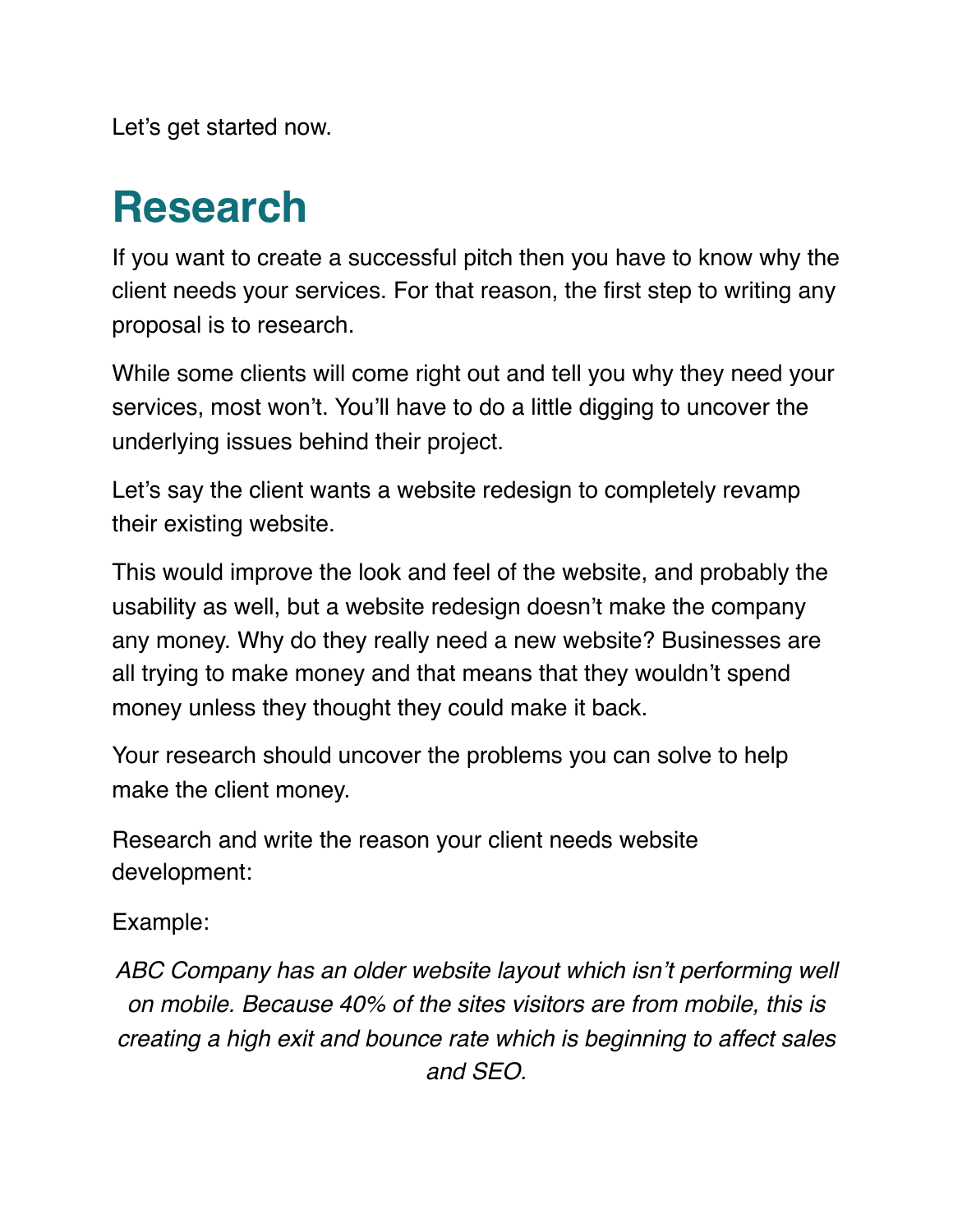Let's get started now.

# Research

If you want to create a successful pitch then you have to know why the client needs your services. For that reason, the first step to writing any proposal is to research.

While some clients will come right out and tell you why they need your services, most won't. You'll have to do a little digging to uncover the underlying issues behind their project.

Let's say the client wants a website redesign to completely revamp their existing website.

This would improve the look and feel of the website, and probably the usability as well, but a website redesign doesn't make the company any money. Why do they really need a new website? Businesses are all trying to make money and that means that they wouldn't spend money unless they thought they could make it back.

Your research should uncover the problems you can solve to help make the client money.

Research and write the reason your client needs website development:

Example:

*ABC Company has an older website layout which isn't performing well on mobile. Because 40% of the sites visitors are from mobile, this is creating a high exit and bounce rate which is beginning to affect sales and SEO.*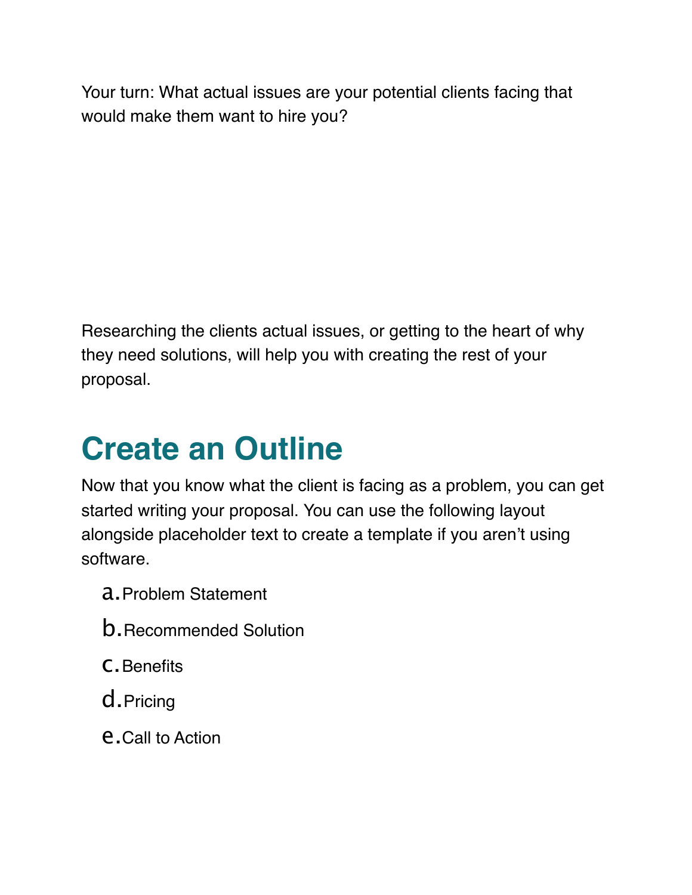Your turn: What actual issues are your potential clients facing that would make them want to hire you?

Researching the clients actual issues, or getting to the heart of why they need solutions, will help you with creating the rest of your proposal.

## Create an Outline

Now that you know what the client is facing as a problem, you can get started writing your proposal. You can use the following layout alongside placeholder text to create a template if you aren't using software.

a. Problem Statement
b. Recommended Solution
c. Benefits
d. Pricing
e. Call to Action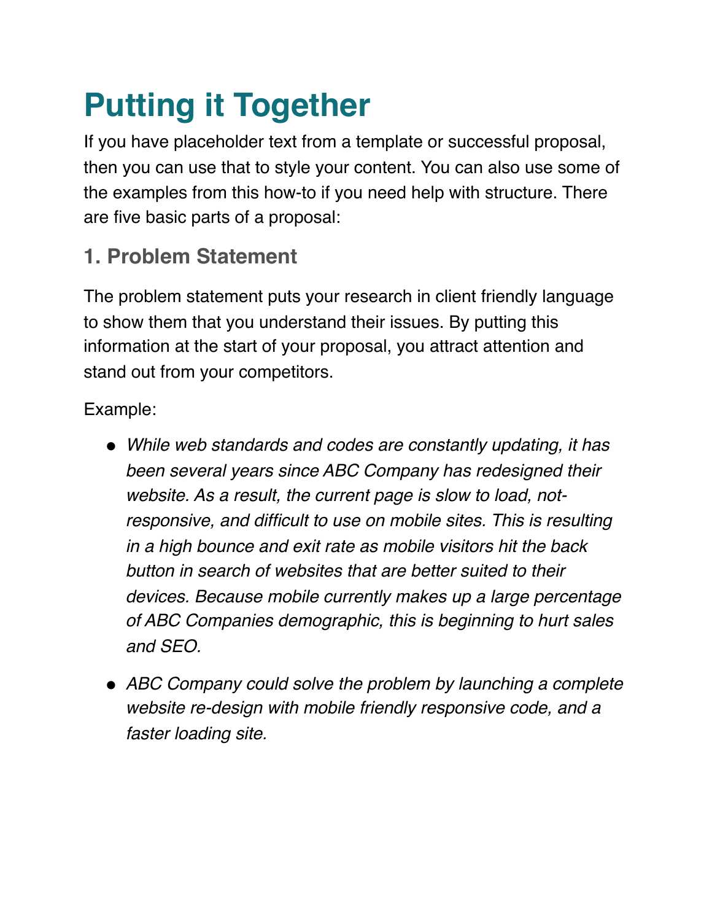# Putting it Together

If you have placeholder text from a template or successful proposal, then you can use that to style your content. You can also use some of the examples from this how-to if you need help with structure. There are five basic parts of a proposal:

### 1. Problem Statement

The problem statement puts your research in client friendly language to show them that you understand their issues. By putting this information at the start of your proposal, you attract attention and stand out from your competitors.

Example:

- *While web standards and codes are constantly updating, it has been several years since ABC Company has redesigned their website. As a result, the current page is slow to load, not-responsive, and difficult to use on mobile sites. This is resulting in a high bounce and exit rate as mobile visitors hit the back button in search of websites that are better suited to their devices. Because mobile currently makes up a large percentage of ABC Companies demographic, this is beginning to hurt sales and SEO.*

- *ABC Company could solve the problem by launching a complete website re-design with mobile friendly responsive code, and a faster loading site.*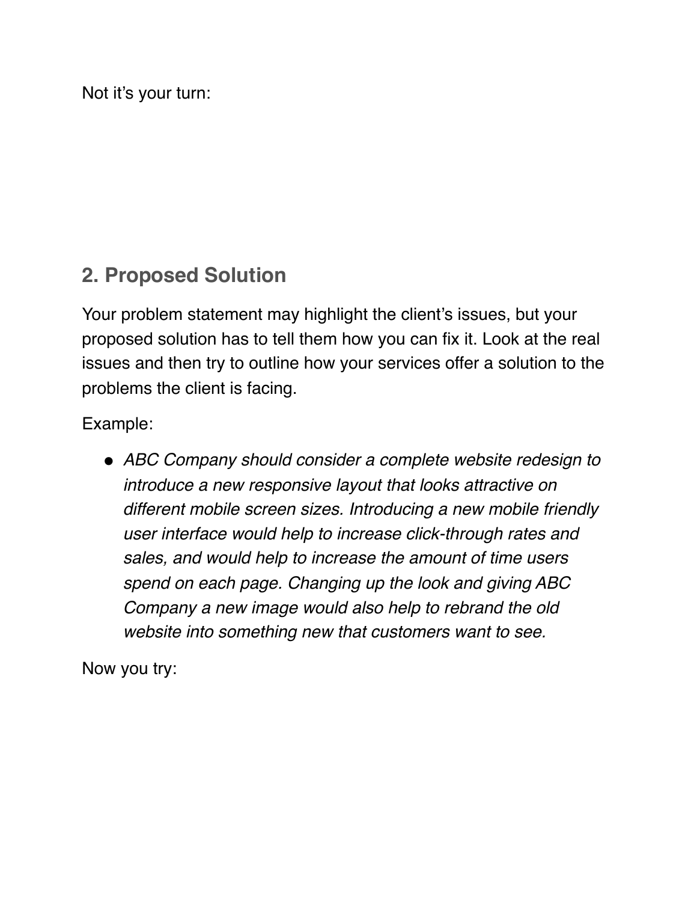Not it’s your turn:

## 2. Proposed Solution

Your problem statement may highlight the client’s issues, but your proposed solution has to tell them how you can fix it. Look at the real issues and then try to outline how your services offer a solution to the problems the client is facing.

Example:

- *ABC Company should consider a complete website redesign to introduce a new responsive layout that looks attractive on different mobile screen sizes. Introducing a new mobile friendly user interface would help to increase click-through rates and sales, and would help to increase the amount of time users spend on each page. Changing up the look and giving ABC Company a new image would also help to rebrand the old website into something new that customers want to see.*

Now you try: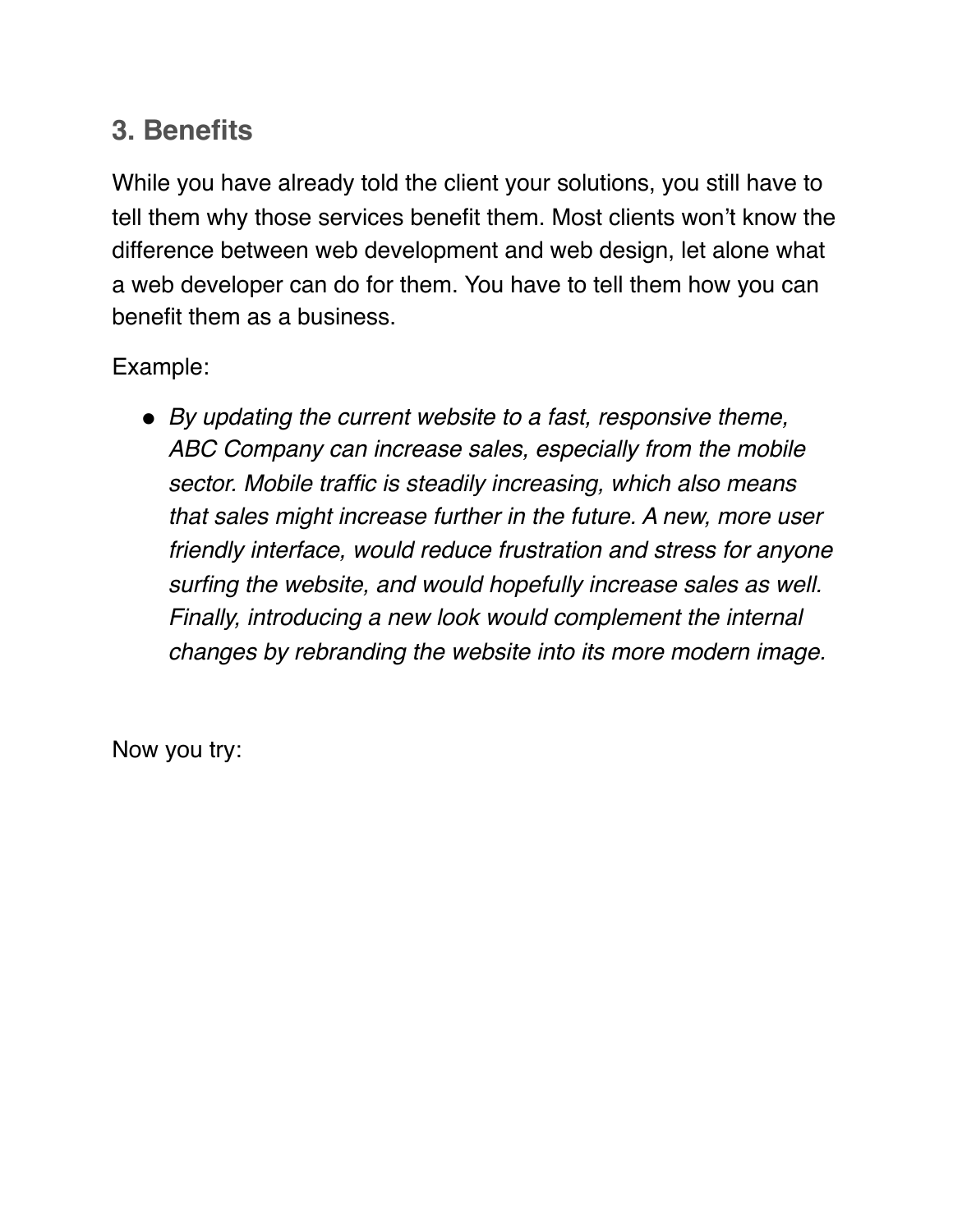## 3. Benefits

While you have already told the client your solutions, you still have to tell them why those services benefit them. Most clients won't know the difference between web development and web design, let alone what a web developer can do for them. You have to tell them how you can benefit them as a business.

Example:

- *By updating the current website to a fast, responsive theme, ABC Company can increase sales, especially from the mobile sector. Mobile traffic is steadily increasing, which also means that sales might increase further in the future. A new, more user friendly interface, would reduce frustration and stress for anyone surfing the website, and would hopefully increase sales as well. Finally, introducing a new look would complement the internal changes by rebranding the website into its more modern image.*

Now you try: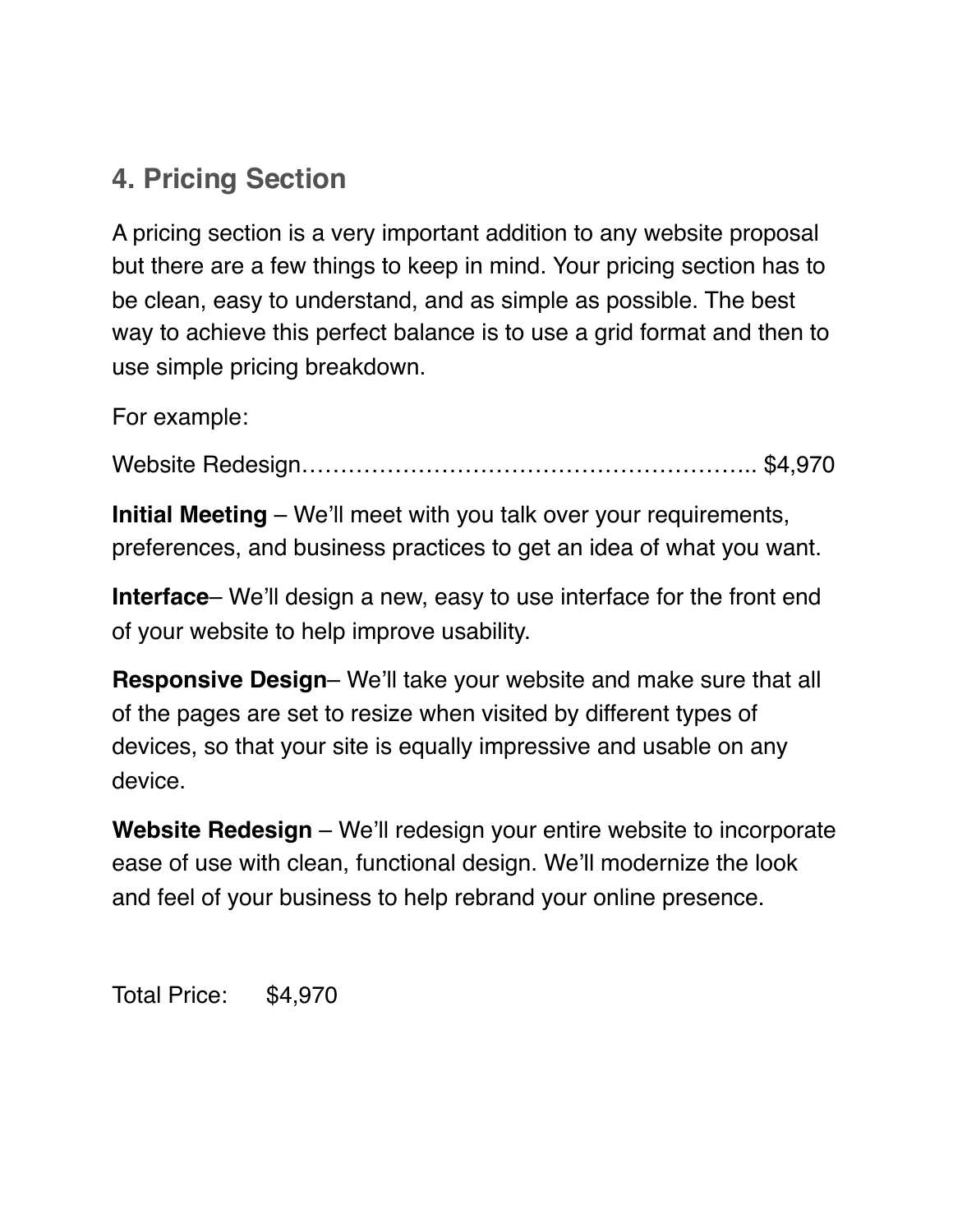## 4. Pricing Section

A pricing section is a very important addition to any website proposal but there are a few things to keep in mind. Your pricing section has to be clean, easy to understand, and as simple as possible. The best way to achieve this perfect balance is to use a grid format and then to use simple pricing breakdown.

For example:

Website Redesign………………………………………………….. $4,970

**Initial Meeting** – We'll meet with you talk over your requirements, preferences, and business practices to get an idea of what you want.

**Interface**– We'll design a new, easy to use interface for the front end of your website to help improve usability.

**Responsive Design**– We'll take your website and make sure that all of the pages are set to resize when visited by different types of devices, so that your site is equally impressive and usable on any device.

**Website Redesign** – We'll redesign your entire website to incorporate ease of use with clean, functional design. We'll modernize the look and feel of your business to help rebrand your online presence.

Total Price: $4,970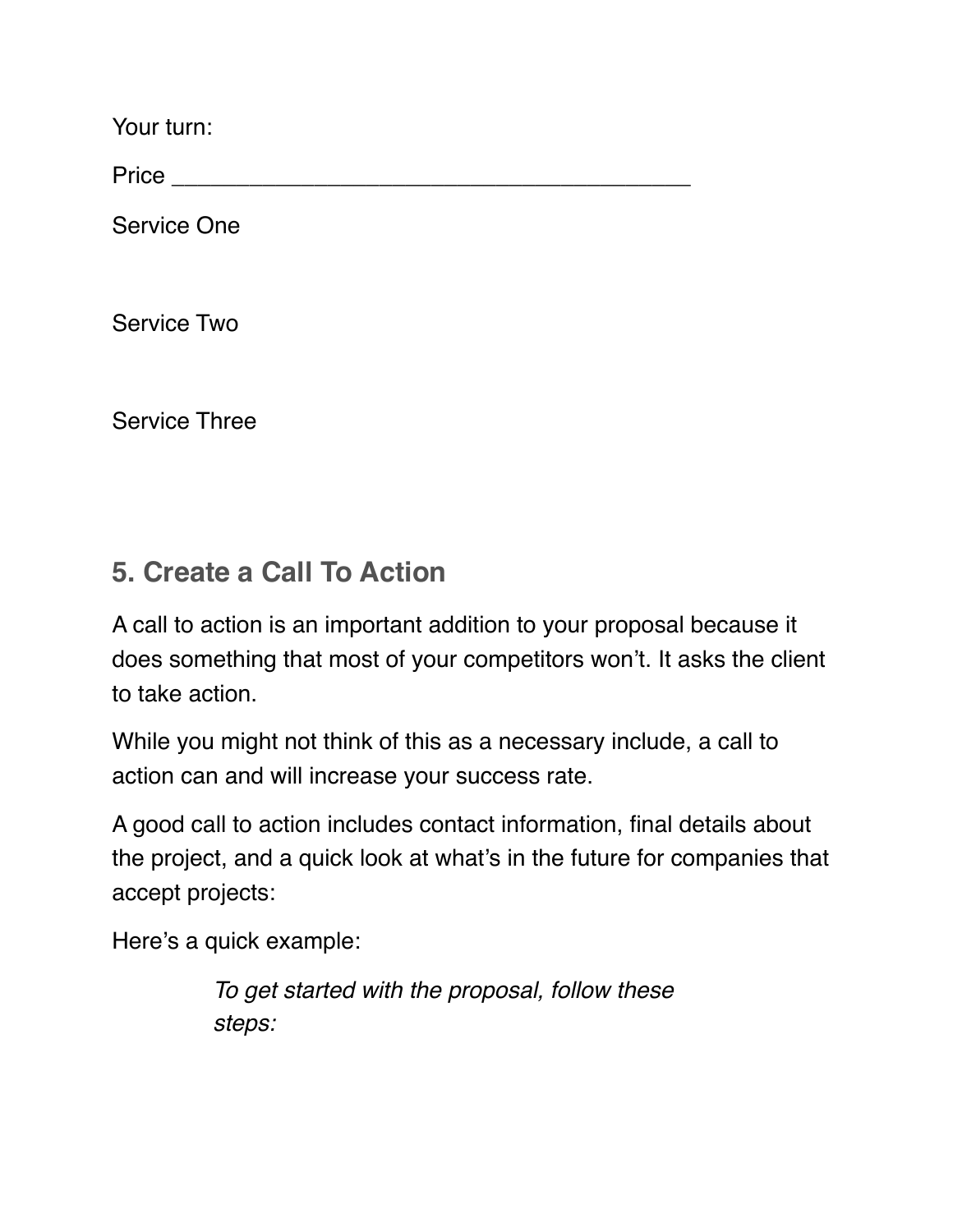Your turn:

Price ___________________________________________

Service One

Service Two

Service Three

## 5. Create a Call To Action

A call to action is an important addition to your proposal because it does something that most of your competitors won't. It asks the client to take action.

While you might not think of this as a necessary include, a call to action can and will increase your success rate.

A good call to action includes contact information, final details about the project, and a quick look at what's in the future for companies that accept projects:

Here's a quick example:

> *To get started with the proposal, follow these steps:*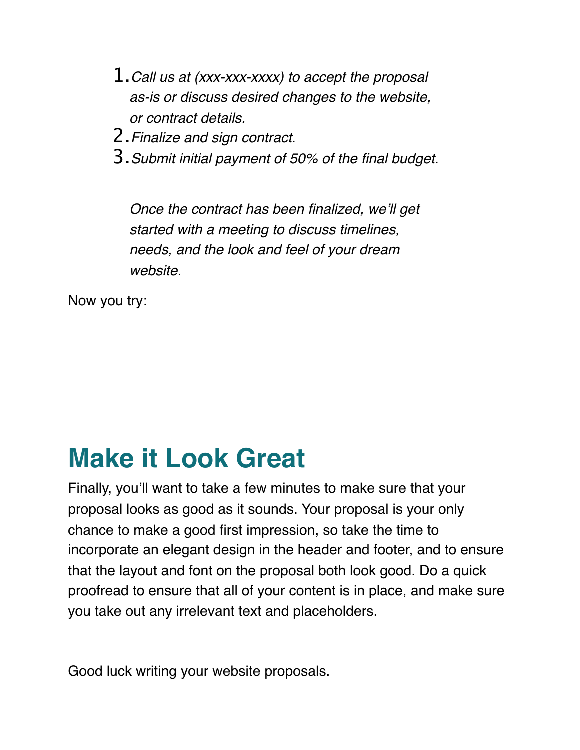1. *Call us at (xxx-xxx-xxxx) to accept the proposal as-is or discuss desired changes to the website, or contract details.*
2. *Finalize and sign contract.*
3. *Submit initial payment of 50% of the final budget.*

*Once the contract has been finalized, we'll get started with a meeting to discuss timelines, needs, and the look and feel of your dream website.*

Now you try:

## Make it Look Great

Finally, you'll want to take a few minutes to make sure that your proposal looks as good as it sounds. Your proposal is your only chance to make a good first impression, so take the time to incorporate an elegant design in the header and footer, and to ensure that the layout and font on the proposal both look good. Do a quick proofread to ensure that all of your content is in place, and make sure you take out any irrelevant text and placeholders.

Good luck writing your website proposals.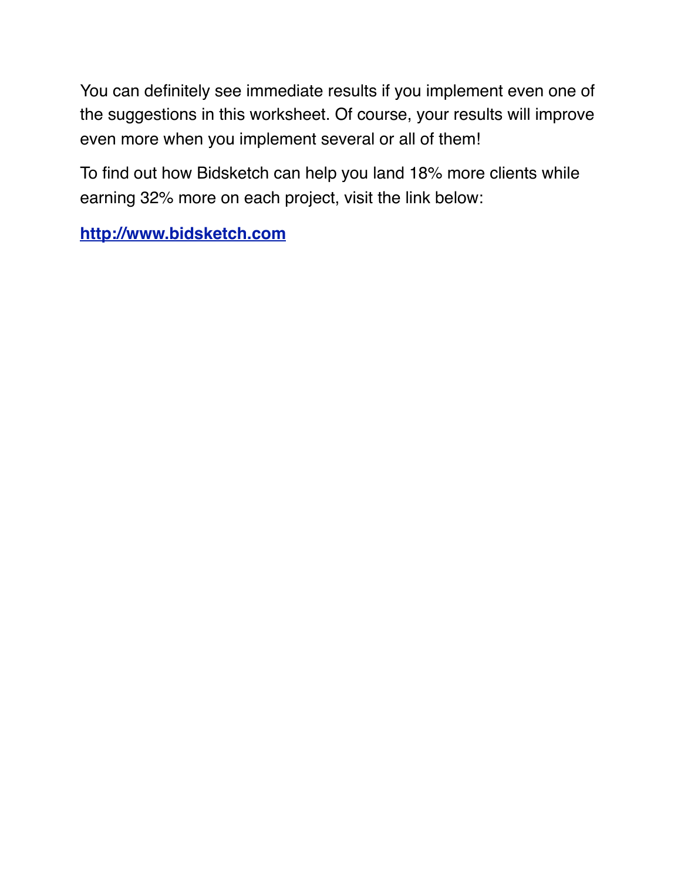You can definitely see immediate results if you implement even one of the suggestions in this worksheet. Of course, your results will improve even more when you implement several or all of them!

To find out how Bidsketch can help you land 18% more clients while earning 32% more on each project, visit the link below:

**[http://www.bidsketch.com](http://www.bidsketch.com)**